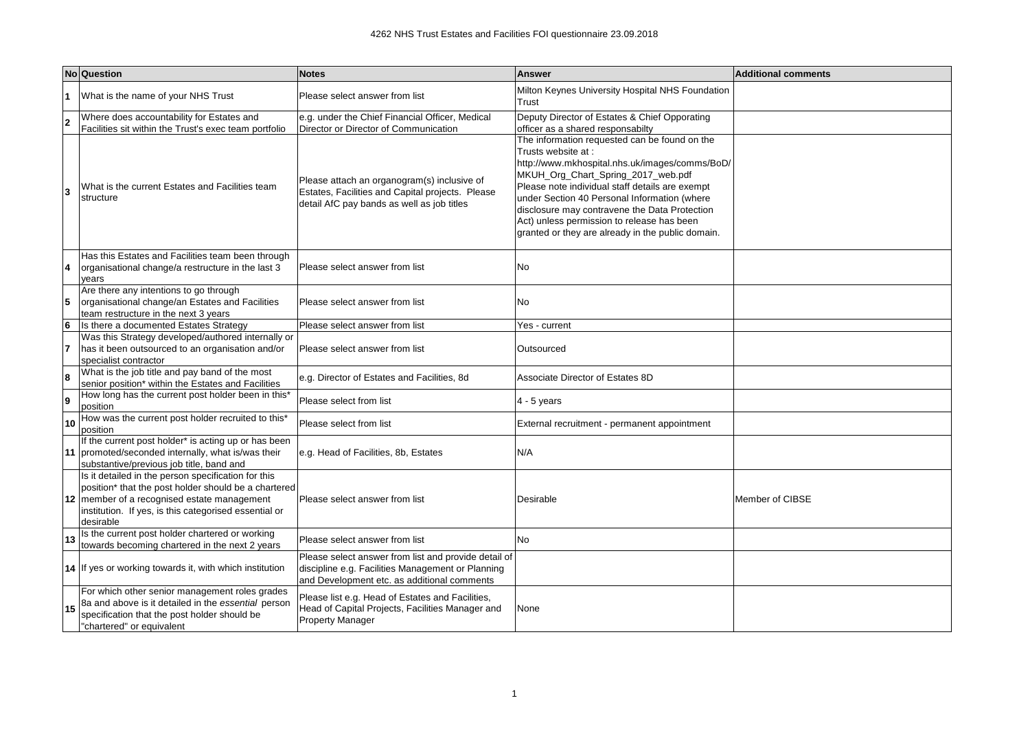# 4262 NHS Trust Estates and Facilities FOI questionnaire 23.09.2018

| No | Question | Notes | Answer | Additional comments |
|---|---|---|---|---|
| 1 | What is the name of your NHS Trust | Please select answer from list | Milton Keynes University Hospital NHS Foundation Trust | |
| 2 | Where does accountability for Estates and Facilities sit within the Trust's exec team portfolio | e.g. under the Chief Financial Officer, Medical Director or Director of Communication | Deputy Director of Estates & Chief Opporating officer as a shared responsabilty | |
| 3 | What is the current Estates and Facilities team structure | Please attach an organogram(s) inclusive of Estates, Facilities and Capital projects. Please detail AfC pay bands as well as job titles | The information requested can be found on the Trusts website at : http://www.mkhospital.nhs.uk/images/comms/BoD/MKUH_Org_Chart_Spring_2017_web.pdf Please note individual staff details are exempt under Section 40 Personal Information (where disclosure may contravene the Data Protection Act) unless permission to release has been granted or they are already in the public domain. | |
| 4 | Has this Estates and Facilities team been through organisational change/a restructure in the last 3 years | Please select answer from list | No | |
| 5 | Are there any intentions to go through organisational change/an Estates and Facilities team restructure in the next 3 years | Please select answer from list | No | |
| 6 | Is there a documented Estates Strategy | Please select answer from list | Yes - current | |
| 7 | Was this Strategy developed/authored internally or has it been outsourced to an organisation and/or specialist contractor | Please select answer from list | Outsourced | |
| 8 | What is the job title and pay band of the most senior position* within the Estates and Facilities | e.g. Director of Estates and Facilities, 8d | Associate Director of Estates 8D | |
| 9 | How long has the current post holder been in this* position | Please select from list | 4 - 5 years | |
| 10 | How was the current post holder recruited to this* position | Please select from list | External recruitment - permanent appointment | |
| 11 | If the current post holder* is acting up or has been promoted/seconded internally, what is/was their substantive/previous job title, band and | e.g. Head of Facilities, 8b, Estates | N/A | |
| 12 | Is it detailed in the person specification for this position* that the post holder should be a chartered member of a recognised estate management institution. If yes, is this categorised essential or desirable | Please select answer from list | Desirable | Member of CIBSE |
| 13 | Is the current post holder chartered or working towards becoming chartered in the next 2 years | Please select answer from list | No | |
| 14 | If yes or working towards it, with which institution | Please select answer from list and provide detail of discipline e.g. Facilities Management or Planning and Development etc. as additional comments | | |
| 15 | For which other senior management roles grades 8a and above is it detailed in the *essential* person specification that the post holder should be "chartered" or equivalent | Please list e.g. Head of Estates and Facilities, Head of Capital Projects, Facilities Manager and Property Manager | None | |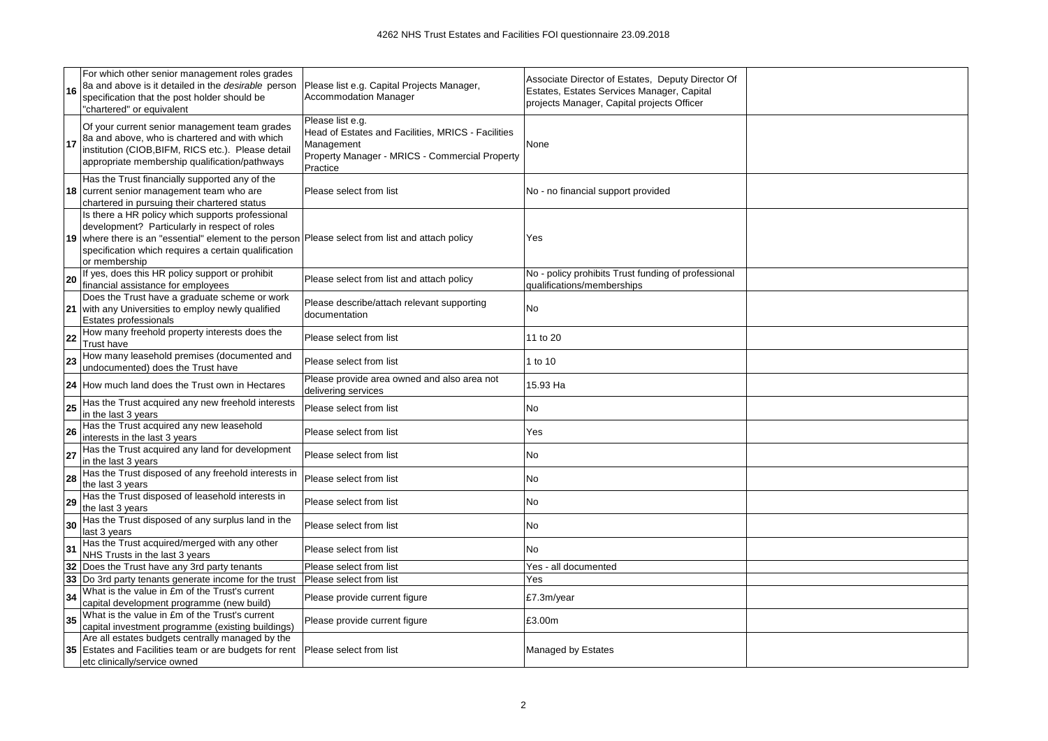| | | | | |
|---|---|---|---|---|
| 16 | For which other senior management roles grades 8a and above is it detailed in the *desirable* person specification that the post holder should be "chartered" or equivalent | Please list e.g. Capital Projects Manager, Accommodation Manager | Associate Director of Estates, Deputy Director Of Estates, Estates Services Manager, Capital projects Manager, Capital projects Officer | |
| 17 | Of your current senior management team grades 8a and above, who is chartered and with which institution (CIOB,BIFM, RICS etc.). Please detail appropriate membership qualification/pathways | Please list e.g. Head of Estates and Facilities, MRICS - Facilities Management Property Manager - MRICS - Commercial Property Practice | None | |
| 18 | Has the Trust financially supported any of the current senior management team who are chartered in pursuing their chartered status | Please select from list | No - no financial support provided | |
| 19 | Is there a HR policy which supports professional development? Particularly in respect of roles where there is an "essential" element to the person specification which requires a certain qualification or membership | Please select from list and attach policy | Yes | |
| 20 | If yes, does this HR policy support or prohibit financial assistance for employees | Please select from list and attach policy | No - policy prohibits Trust funding of professional qualifications/memberships | |
| 21 | Does the Trust have a graduate scheme or work with any Universities to employ newly qualified Estates professionals | Please describe/attach relevant supporting documentation | No | |
| 22 | How many freehold property interests does the Trust have | Please select from list | 11 to 20 | |
| 23 | How many leasehold premises (documented and undocumented) does the Trust have | Please select from list | 1 to 10 | |
| 24 | How much land does the Trust own in Hectares | Please provide area owned and also area not delivering services | 15.93 Ha | |
| 25 | Has the Trust acquired any new freehold interests in the last 3 years | Please select from list | No | |
| 26 | Has the Trust acquired any new leasehold interests in the last 3 years | Please select from list | Yes | |
| 27 | Has the Trust acquired any land for development in the last 3 years | Please select from list | No | |
| 28 | Has the Trust disposed of any freehold interests in the last 3 years | Please select from list | No | |
| 29 | Has the Trust disposed of leasehold interests in the last 3 years | Please select from list | No | |
| 30 | Has the Trust disposed of any surplus land in the last 3 years | Please select from list | No | |
| 31 | Has the Trust acquired/merged with any other NHS Trusts in the last 3 years | Please select from list | No | |
| 32 | Does the Trust have any 3rd party tenants | Please select from list | Yes - all documented | |
| 33 | Do 3rd party tenants generate income for the trust | Please select from list | Yes | |
| 34 | What is the value in £m of the Trust's current capital development programme (new build) | Please provide current figure | £7.3m/year | |
| 35 | What is the value in £m of the Trust's current capital investment programme (existing buildings) | Please provide current figure | £3.00m | |
| 35 | Are all estates budgets centrally managed by the Estates and Facilities team or are budgets for rent etc clinically/service owned | Please select from list | Managed by Estates | |